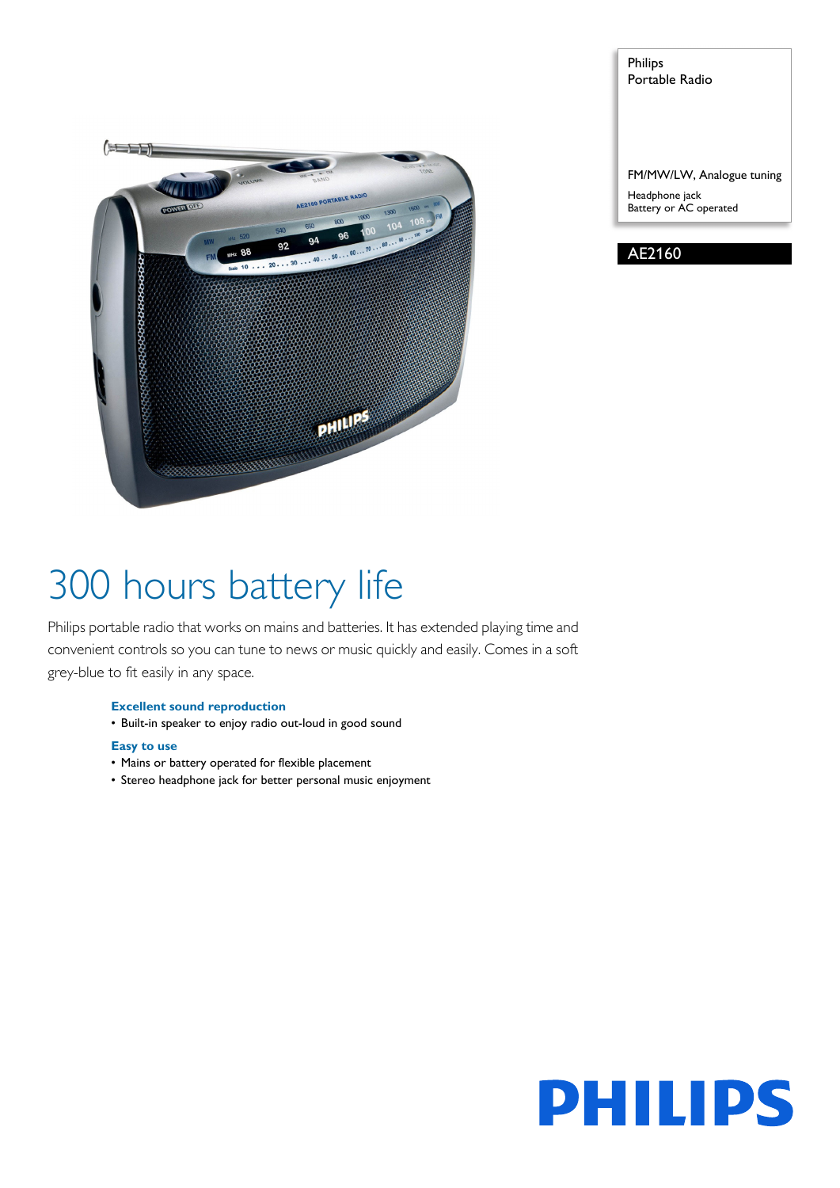Philips
Portable Radio

FM/MW/LW, Analogue tuning

Headphone jack
Battery or AC operated

AE2160

# 300 hours battery life

Philips portable radio that works on mains and batteries. It has extended playing time and convenient controls so you can tune to news or music quickly and easily. Comes in a soft grey-blue to fit easily in any space.

### Excellent sound reproduction

- Built-in speaker to enjoy radio out-loud in good sound

### Easy to use

- Mains or battery operated for flexible placement
- Stereo headphone jack for better personal music enjoyment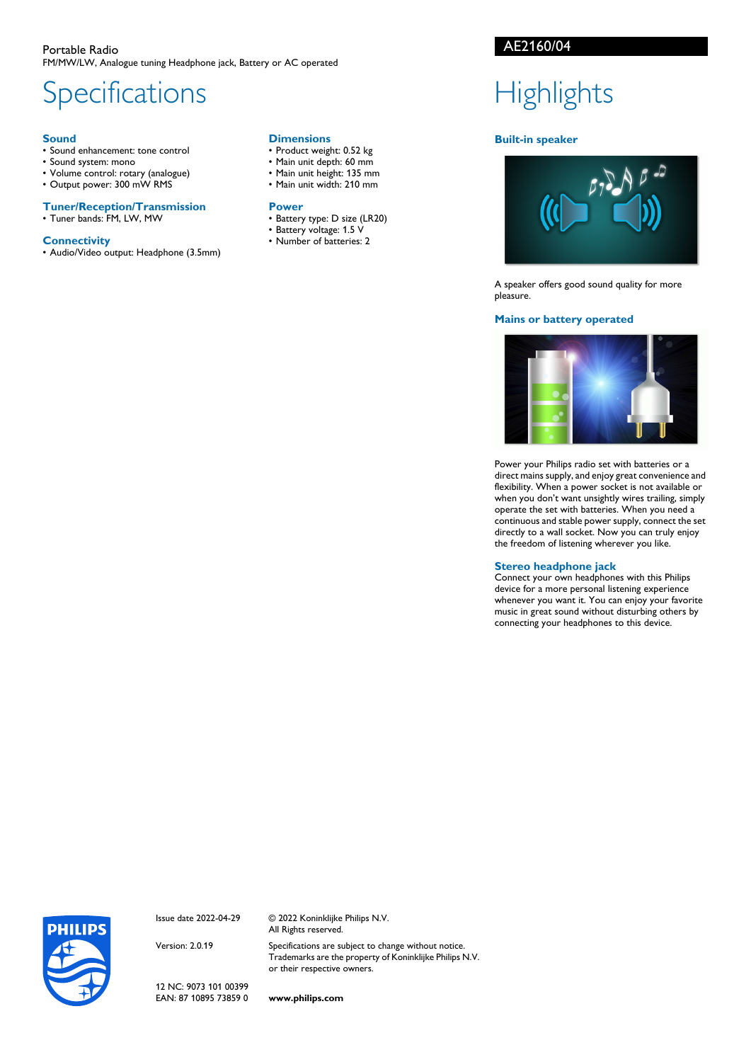Portable Radio

FM/MW/LW, Analogue tuning Headphone jack, Battery or AC operated

AE2160/04

# Specifications

### Sound

- Sound enhancement: tone control
- Sound system: mono
- Volume control: rotary (analogue)
- Output power: 300 mW RMS

### Tuner/Reception/Transmission

- Tuner bands: FM, LW, MW

### Connectivity

- Audio/Video output: Headphone (3.5mm)

### Dimensions

- Product weight: 0.52 kg
- Main unit depth: 60 mm
- Main unit height: 135 mm
- Main unit width: 210 mm

### Power

- Battery type: D size (LR20)
- Battery voltage: 1.5 V
- Number of batteries: 2

# Highlights

### Built-in speaker

A speaker offers good sound quality for more pleasure.

### Mains or battery operated

Power your Philips radio set with batteries or a direct mains supply, and enjoy great convenience and flexibility. When a power socket is not available or when you don't want unsightly wires trailing, simply operate the set with batteries. When you need a continuous and stable power supply, connect the set directly to a wall socket. Now you can truly enjoy the freedom of listening wherever you like.

### Stereo headphone jack

Connect your own headphones with this Philips device for a more personal listening experience whenever you want it. You can enjoy your favorite music in great sound without disturbing others by connecting your headphones to this device.

Issue date 2022-04-29

Version: 2.0.19

12 NC: 9073 101 00399

EAN: 87 10895 73859 0

© 2022 Koninklijke Philips N.V.
All Rights reserved.

Specifications are subject to change without notice. Trademarks are the property of Koninklijke Philips N.V. or their respective owners.

**www.philips.com**